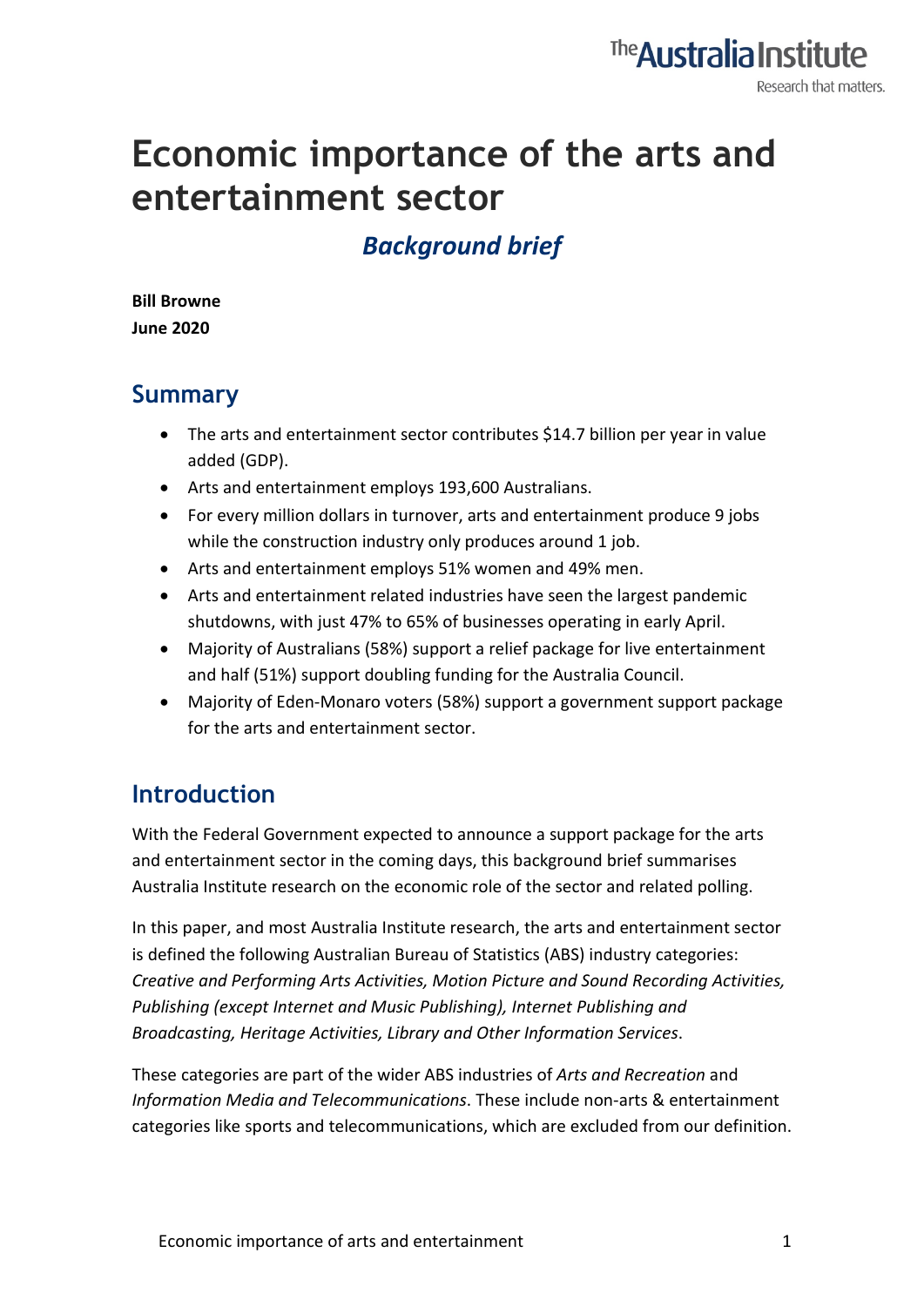# Economic importance of the arts and entertainment sector

## *Background brief*

**Bill Browne**
**June 2020**

## Summary

- The arts and entertainment sector contributes $14.7 billion per year in value added (GDP).
- Arts and entertainment employs 193,600 Australians.
- For every million dollars in turnover, arts and entertainment produce 9 jobs while the construction industry only produces around 1 job.
- Arts and entertainment employs 51% women and 49% men.
- Arts and entertainment related industries have seen the largest pandemic shutdowns, with just 47% to 65% of businesses operating in early April.
- Majority of Australians (58%) support a relief package for live entertainment and half (51%) support doubling funding for the Australia Council.
- Majority of Eden-Monaro voters (58%) support a government support package for the arts and entertainment sector.

## Introduction

With the Federal Government expected to announce a support package for the arts and entertainment sector in the coming days, this background brief summarises Australia Institute research on the economic role of the sector and related polling.

In this paper, and most Australia Institute research, the arts and entertainment sector is defined the following Australian Bureau of Statistics (ABS) industry categories: *Creative and Performing Arts Activities, Motion Picture and Sound Recording Activities, Publishing (except Internet and Music Publishing), Internet Publishing and Broadcasting, Heritage Activities, Library and Other Information Services*.

These categories are part of the wider ABS industries of *Arts and Recreation* and *Information Media and Telecommunications*. These include non-arts & entertainment categories like sports and telecommunications, which are excluded from our definition.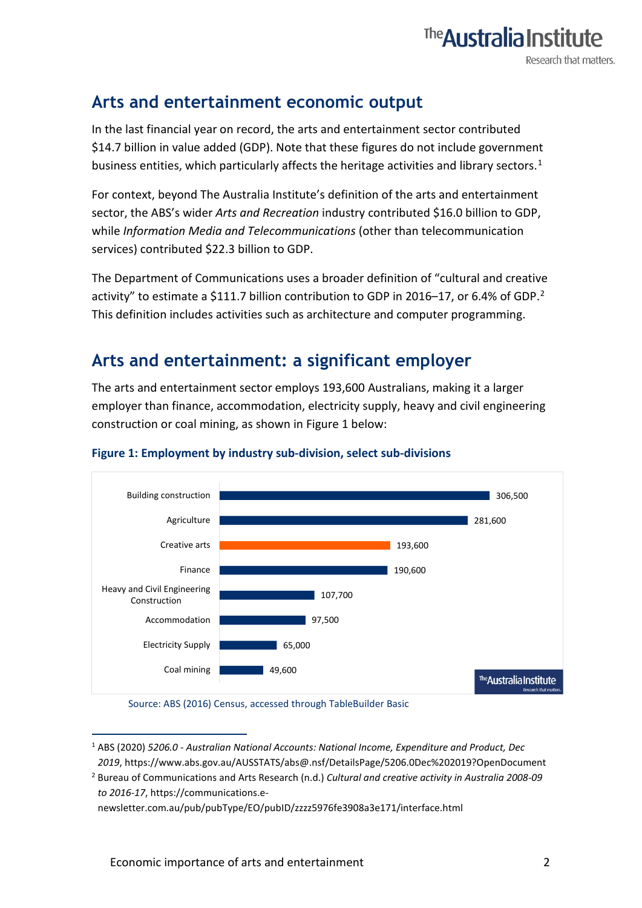## Arts and entertainment economic output

In the last financial year on record, the arts and entertainment sector contributed $14.7 billion in value added (GDP). Note that these figures do not include government business entities, which particularly affects the heritage activities and library sectors.[1]

For context, beyond The Australia Institute's definition of the arts and entertainment sector, the ABS's wider *Arts and Recreation* industry contributed $16.0 billion to GDP, while *Information Media and Telecommunications* (other than telecommunication services) contributed $22.3 billion to GDP.

The Department of Communications uses a broader definition of "cultural and creative activity" to estimate a $111.7 billion contribution to GDP in 2016–17, or 6.4% of GDP.[2] This definition includes activities such as architecture and computer programming.

## Arts and entertainment: a significant employer

The arts and entertainment sector employs 193,600 Australians, making it a larger employer than finance, accommodation, electricity supply, heavy and civil engineering construction or coal mining, as shown in Figure 1 below:

**Figure 1: Employment by industry sub-division, select sub-divisions**

| Sub-division | Employment |
|---|---|
| Building construction | 306,500 |
| Agriculture | 281,600 |
| Creative arts | 193,600 |
| Finance | 190,600 |
| Heavy and Civil Engineering Construction | 107,700 |
| Accommodation | 97,500 |
| Electricity Supply | 65,000 |
| Coal mining | 49,600 |

Source: ABS (2016) Census, accessed through TableBuilder Basic

[1] ABS (2020) *5206.0 - Australian National Accounts: National Income, Expenditure and Product, Dec 2019*, https://www.abs.gov.au/AUSSTATS/abs@.nsf/DetailsPage/5206.0Dec%202019?OpenDocument

[2] Bureau of Communications and Arts Research (n.d.) *Cultural and creative activity in Australia 2008-09 to 2016-17*, https://communications.e-newsletter.com.au/pub/pubType/EO/pubID/zzzz5976fe3908a3e171/interface.html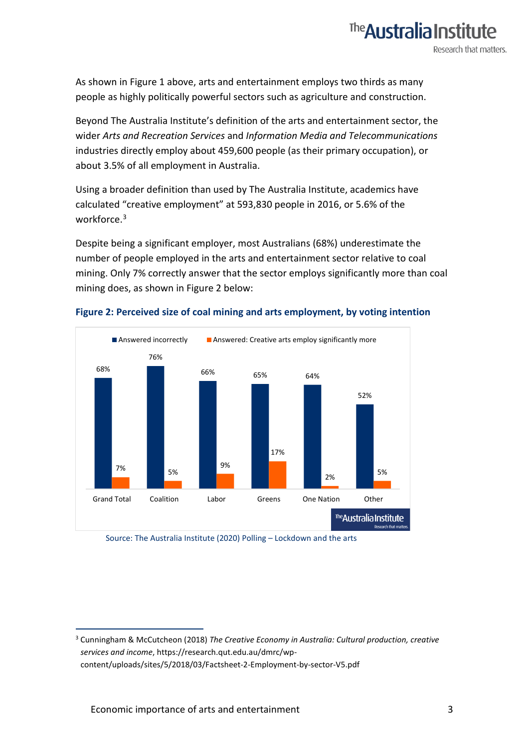As shown in Figure 1 above, arts and entertainment employs two thirds as many people as highly politically powerful sectors such as agriculture and construction.

Beyond The Australia Institute's definition of the arts and entertainment sector, the wider *Arts and Recreation Services* and *Information Media and Telecommunications* industries directly employ about 459,600 people (as their primary occupation), or about 3.5% of all employment in Australia.

Using a broader definition than used by The Australia Institute, academics have calculated "creative employment" at 593,830 people in 2016, or 5.6% of the workforce.[3]

Despite being a significant employer, most Australians (68%) underestimate the number of people employed in the arts and entertainment sector relative to coal mining. Only 7% correctly answer that the sector employs significantly more than coal mining does, as shown in Figure 2 below:

**Figure 2: Perceived size of coal mining and arts employment, by voting intention**

| | Answered incorrectly | Answered: Creative arts employ significantly more |
|---|---|---|
| Grand Total | 68% | 7% |
| Coalition | 76% | 5% |
| Labor | 66% | 9% |
| Greens | 65% | 17% |
| One Nation | 64% | 2% |
| Other | 52% | 5% |

Source: The Australia Institute (2020) Polling – Lockdown and the arts

[3] Cunningham & McCutcheon (2018) *The Creative Economy in Australia: Cultural production, creative services and income*, https://research.qut.edu.au/dmrc/wp-content/uploads/sites/5/2018/03/Factsheet-2-Employment-by-sector-V5.pdf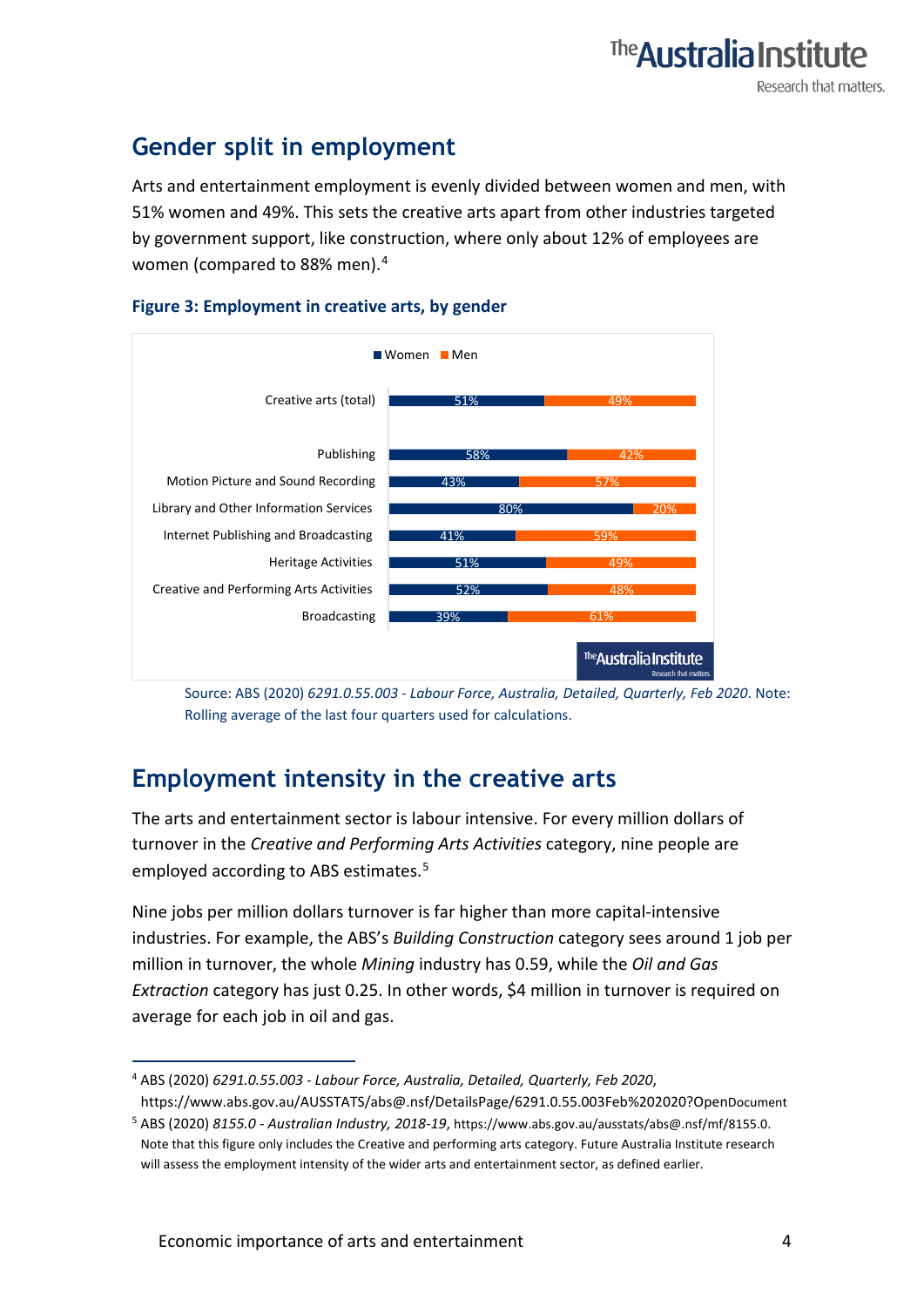## Gender split in employment

Arts and entertainment employment is evenly divided between women and men, with 51% women and 49%. This sets the creative arts apart from other industries targeted by government support, like construction, where only about 12% of employees are women (compared to 88% men).[4]

**Figure 3: Employment in creative arts, by gender**

| | Women | Men |
|---|---|---|
| Creative arts (total) | 51% | 49% |
| Publishing | 58% | 42% |
| Motion Picture and Sound Recording | 43% | 57% |
| Library and Other Information Services | 80% | 20% |
| Internet Publishing and Broadcasting | 41% | 59% |
| Heritage Activities | 51% | 49% |
| Creative and Performing Arts Activities | 52% | 48% |
| Broadcasting | 39% | 61% |

Source: ABS (2020) *6291.0.55.003 - Labour Force, Australia, Detailed, Quarterly, Feb 2020*. Note: Rolling average of the last four quarters used for calculations.

## Employment intensity in the creative arts

The arts and entertainment sector is labour intensive. For every million dollars of turnover in the *Creative and Performing Arts Activities* category, nine people are employed according to ABS estimates.[5]

Nine jobs per million dollars turnover is far higher than more capital-intensive industries. For example, the ABS's *Building Construction* category sees around 1 job per million in turnover, the whole *Mining* industry has 0.59, while the *Oil and Gas Extraction* category has just 0.25. In other words, $4 million in turnover is required on average for each job in oil and gas.

---

[4] ABS (2020) *6291.0.55.003 - Labour Force, Australia, Detailed, Quarterly, Feb 2020*, https://www.abs.gov.au/AUSSTATS/abs@.nsf/DetailsPage/6291.0.55.003Feb%202020?OpenDocument

[5] ABS (2020) *8155.0 - Australian Industry, 2018-19*, https://www.abs.gov.au/ausstats/abs@.nsf/mf/8155.0. Note that this figure only includes the Creative and performing arts category. Future Australia Institute research will assess the employment intensity of the wider arts and entertainment sector, as defined earlier.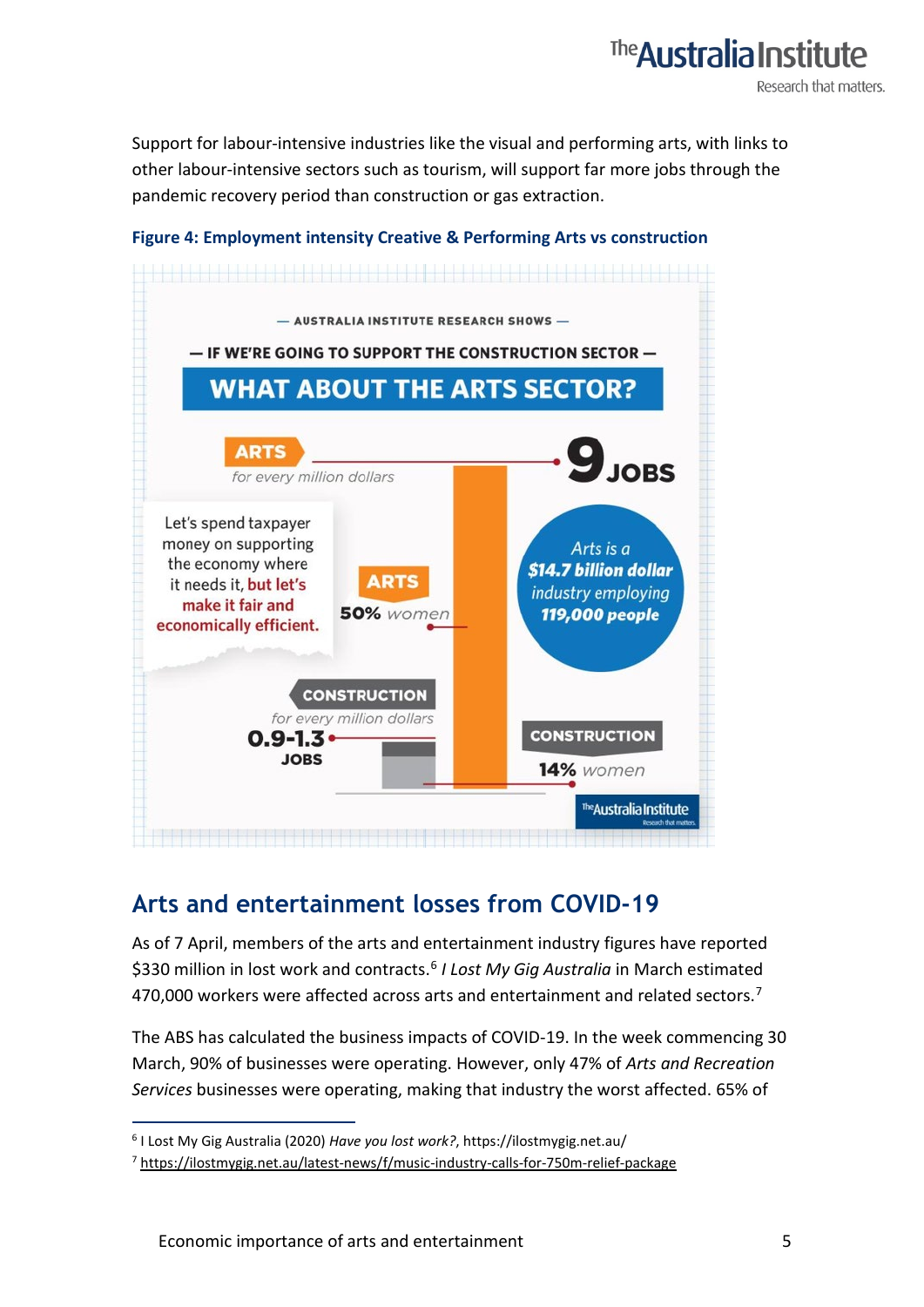Support for labour-intensive industries like the visual and performing arts, with links to other labour-intensive sectors such as tourism, will support far more jobs through the pandemic recovery period than construction or gas extraction.

**Figure 4: Employment intensity Creative & Performing Arts vs construction**

— AUSTRALIA INSTITUTE RESEARCH SHOWS —

— IF WE'RE GOING TO SUPPORT THE CONSTRUCTION SECTOR —

WHAT ABOUT THE ARTS SECTOR?

ARTS *for every million dollars* 9 JOBS

Let's spend taxpayer money on supporting the economy where it needs it, but let's make it fair and economically efficient.

ARTS 50% women

*Arts is a* ***$14.7 billion dollar*** *industry employing* ***119,000 people***

CONSTRUCTION *for every million dollars* 0.9-1.3 JOBS

CONSTRUCTION 14% women

## Arts and entertainment losses from COVID-19

As of 7 April, members of the arts and entertainment industry figures have reported $330 million in lost work and contracts.[6] *I Lost My Gig Australia* in March estimated 470,000 workers were affected across arts and entertainment and related sectors.[7]

The ABS has calculated the business impacts of COVID-19. In the week commencing 30 March, 90% of businesses were operating. However, only 47% of *Arts and Recreation Services* businesses were operating, making that industry the worst affected. 65% of

[6] I Lost My Gig Australia (2020) *Have you lost work?*, https://ilostmygig.net.au/

[7] https://ilostmygig.net.au/latest-news/f/music-industry-calls-for-750m-relief-package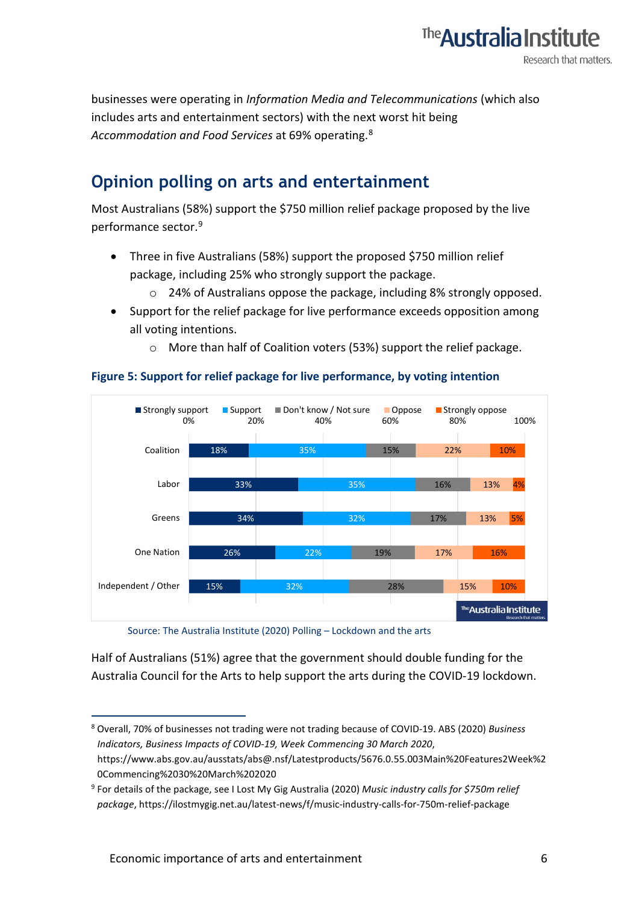businesses were operating in *Information Media and Telecommunications* (which also includes arts and entertainment sectors) with the next worst hit being *Accommodation and Food Services* at 69% operating.[8]

## Opinion polling on arts and entertainment

Most Australians (58%) support the $750 million relief package proposed by the live performance sector.[9]

- Three in five Australians (58%) support the proposed $750 million relief package, including 25% who strongly support the package.
  - 24% of Australians oppose the package, including 8% strongly opposed.
- Support for the relief package for live performance exceeds opposition among all voting intentions.
  - More than half of Coalition voters (53%) support the relief package.

**Figure 5: Support for relief package for live performance, by voting intention**

| | Strongly support | Support | Don't know / Not sure | Oppose | Strongly oppose |
|---|---|---|---|---|---|
| Coalition | 18% | 35% | 15% | 22% | 10% |
| Labor | 33% | 35% | 16% | 13% | 4% |
| Greens | 34% | 32% | 17% | 13% | 5% |
| One Nation | 26% | 22% | 19% | 17% | 16% |
| Independent / Other | 15% | 32% | 28% | 15% | 10% |

Source: The Australia Institute (2020) Polling – Lockdown and the arts

Half of Australians (51%) agree that the government should double funding for the Australia Council for the Arts to help support the arts during the COVID-19 lockdown.

---

[8] Overall, 70% of businesses not trading were not trading because of COVID-19. ABS (2020) *Business Indicators, Business Impacts of COVID-19, Week Commencing 30 March 2020*, https://www.abs.gov.au/ausstats/abs@.nsf/Latestproducts/5676.0.55.003Main%20Features2Week%20Commencing%2030%20March%202020

[9] For details of the package, see I Lost My Gig Australia (2020) *Music industry calls for $750m relief package*, https://ilostmygig.net.au/latest-news/f/music-industry-calls-for-750m-relief-package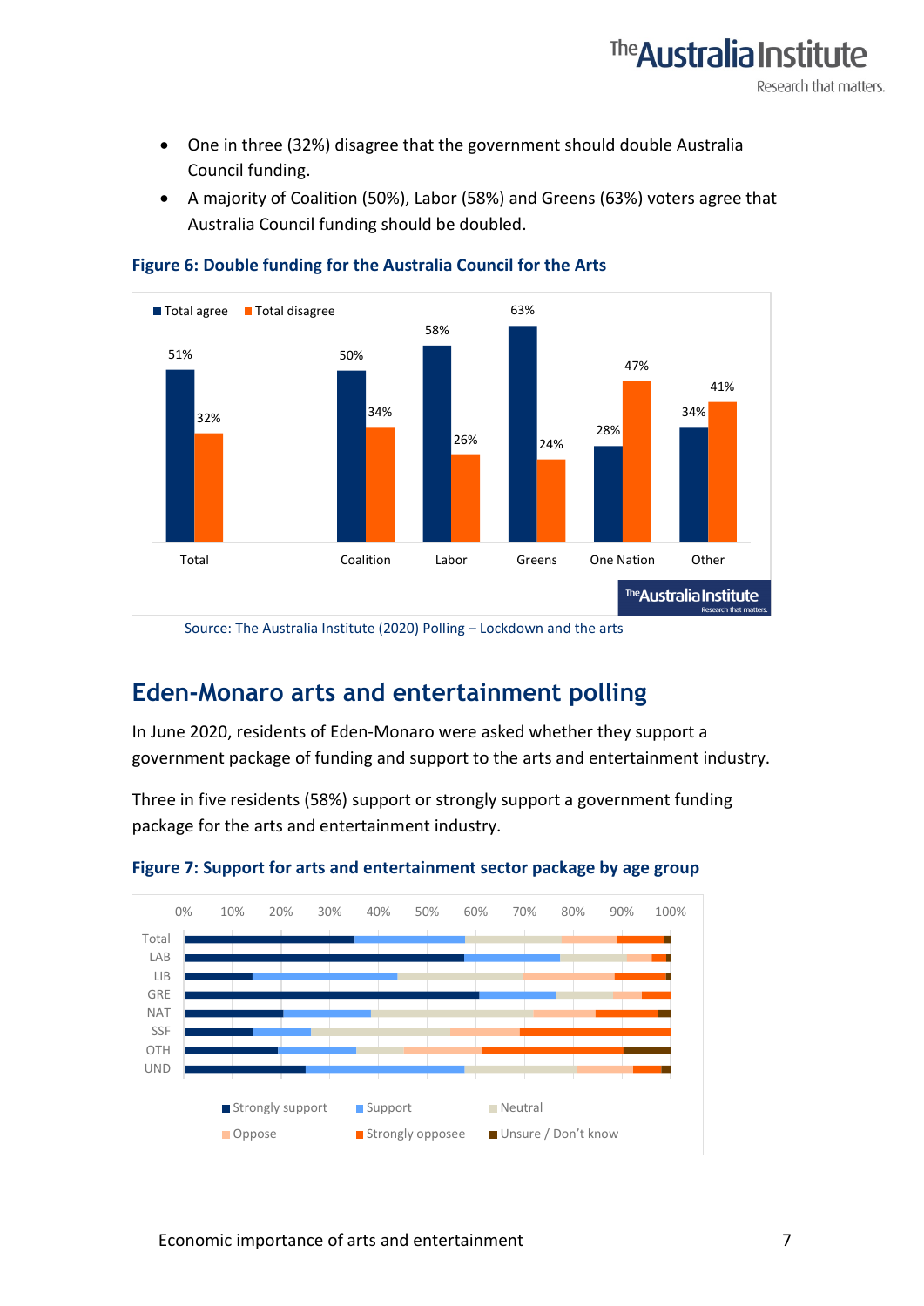- One in three (32%) disagree that the government should double Australia Council funding.
- A majority of Coalition (50%), Labor (58%) and Greens (63%) voters agree that Australia Council funding should be doubled.

**Figure 6: Double funding for the Australia Council for the Arts**

| | Total agree | Total disagree |
|---|---|---|
| Total | 51% | 32% |
| Coalition | 50% | 34% |
| Labor | 58% | 26% |
| Greens | 63% | 24% |
| One Nation | 28% | 47% |
| Other | 34% | 41% |

Source: The Australia Institute (2020) Polling – Lockdown and the arts

## Eden-Monaro arts and entertainment polling

In June 2020, residents of Eden-Monaro were asked whether they support a government package of funding and support to the arts and entertainment industry.

Three in five residents (58%) support or strongly support a government funding package for the arts and entertainment industry.

**Figure 7: Support for arts and entertainment sector package by age group**

Categories: Total, LAB, LIB, GRE, NAT, SSF, OTH, UND

Legend: Strongly support, Support, Neutral, Oppose, Strongly opposee, Unsure / Don't know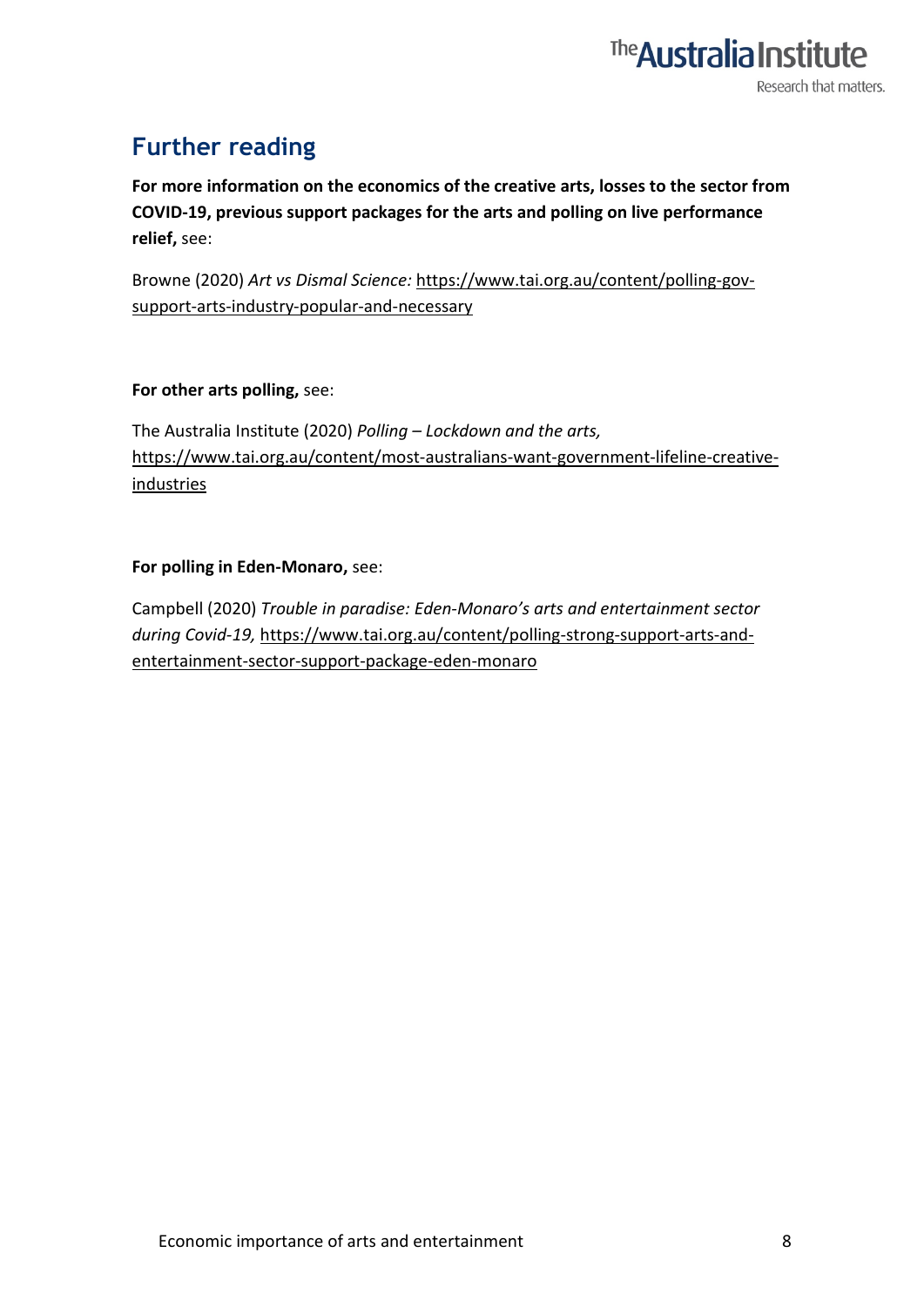## Further reading

**For more information on the economics of the creative arts, losses to the sector from COVID-19, previous support packages for the arts and polling on live performance relief,** see:

Browne (2020) *Art vs Dismal Science:* https://www.tai.org.au/content/polling-gov-support-arts-industry-popular-and-necessary

**For other arts polling,** see:

The Australia Institute (2020) *Polling – Lockdown and the arts,* https://www.tai.org.au/content/most-australians-want-government-lifeline-creative-industries

**For polling in Eden-Monaro,** see:

Campbell (2020) *Trouble in paradise: Eden-Monaro's arts and entertainment sector during Covid-19,* https://www.tai.org.au/content/polling-strong-support-arts-and-entertainment-sector-support-package-eden-monaro